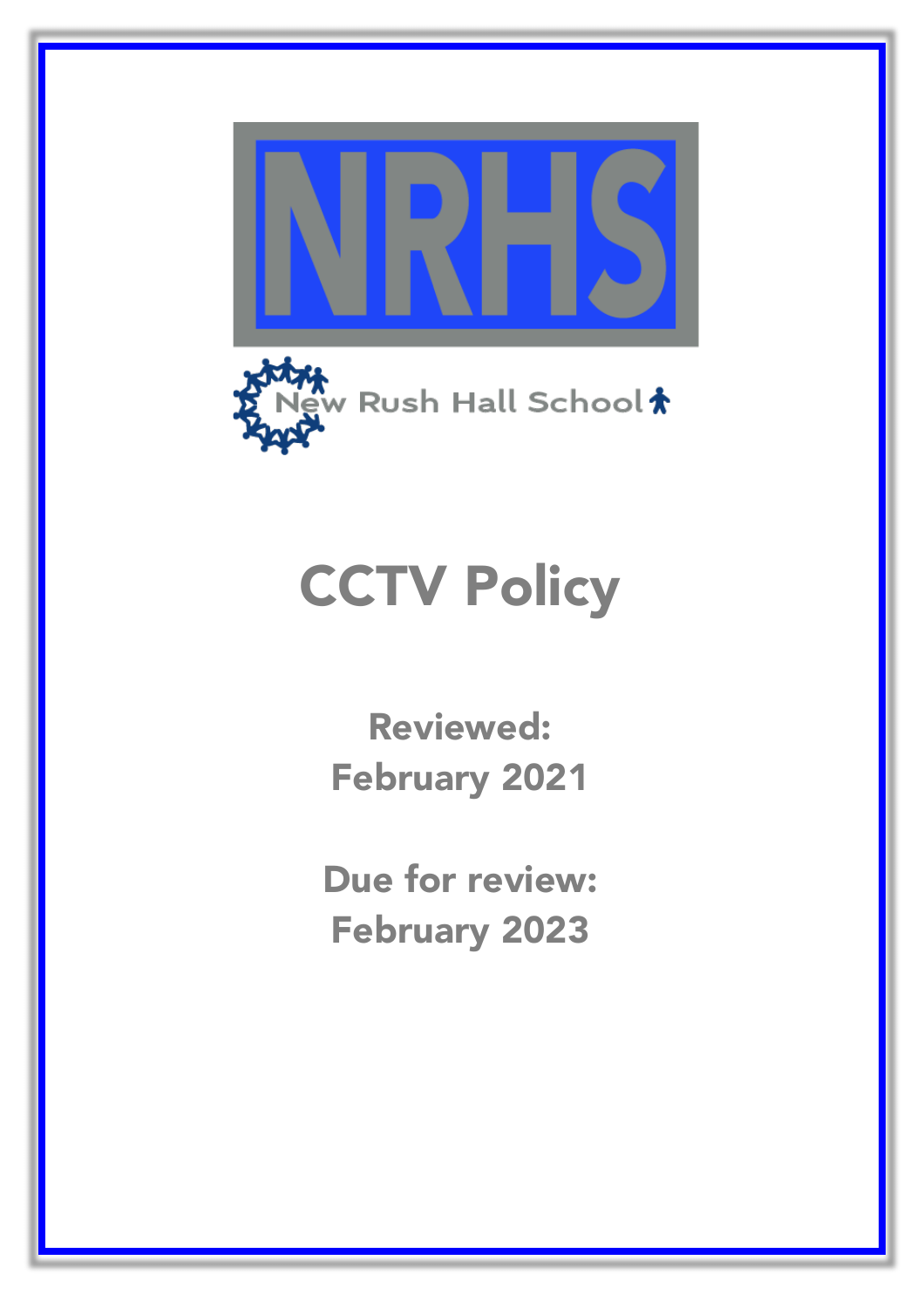NRHS

New Rush Hall School

# CCTV Policy

**Reviewed:**
**February 2021**

**Due for review:**
**February 2023**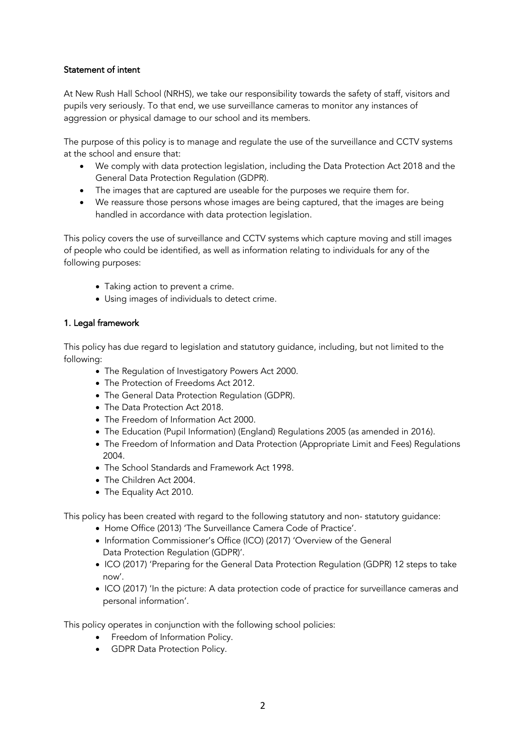### Statement of intent

At New Rush Hall School (NRHS), we take our responsibility towards the safety of staff, visitors and pupils very seriously. To that end, we use surveillance cameras to monitor any instances of aggression or physical damage to our school and its members.

The purpose of this policy is to manage and regulate the use of the surveillance and CCTV systems at the school and ensure that:

- We comply with data protection legislation, including the Data Protection Act 2018 and the General Data Protection Regulation (GDPR).
- The images that are captured are useable for the purposes we require them for.
- We reassure those persons whose images are being captured, that the images are being handled in accordance with data protection legislation.

This policy covers the use of surveillance and CCTV systems which capture moving and still images of people who could be identified, as well as information relating to individuals for any of the following purposes:

- Taking action to prevent a crime.
- Using images of individuals to detect crime.

### 1. Legal framework

This policy has due regard to legislation and statutory guidance, including, but not limited to the following:

- The Regulation of Investigatory Powers Act 2000.
- The Protection of Freedoms Act 2012.
- The General Data Protection Regulation (GDPR).
- The Data Protection Act 2018.
- The Freedom of Information Act 2000.
- The Education (Pupil Information) (England) Regulations 2005 (as amended in 2016).
- The Freedom of Information and Data Protection (Appropriate Limit and Fees) Regulations 2004.
- The School Standards and Framework Act 1998.
- The Children Act 2004.
- The Equality Act 2010.

This policy has been created with regard to the following statutory and non- statutory guidance:

- Home Office (2013) 'The Surveillance Camera Code of Practice'.
- Information Commissioner's Office (ICO) (2017) 'Overview of the General Data Protection Regulation (GDPR)'.
- ICO (2017) 'Preparing for the General Data Protection Regulation (GDPR) 12 steps to take now'.
- ICO (2017) 'In the picture: A data protection code of practice for surveillance cameras and personal information'.

This policy operates in conjunction with the following school policies:

- Freedom of Information Policy.
- GDPR Data Protection Policy.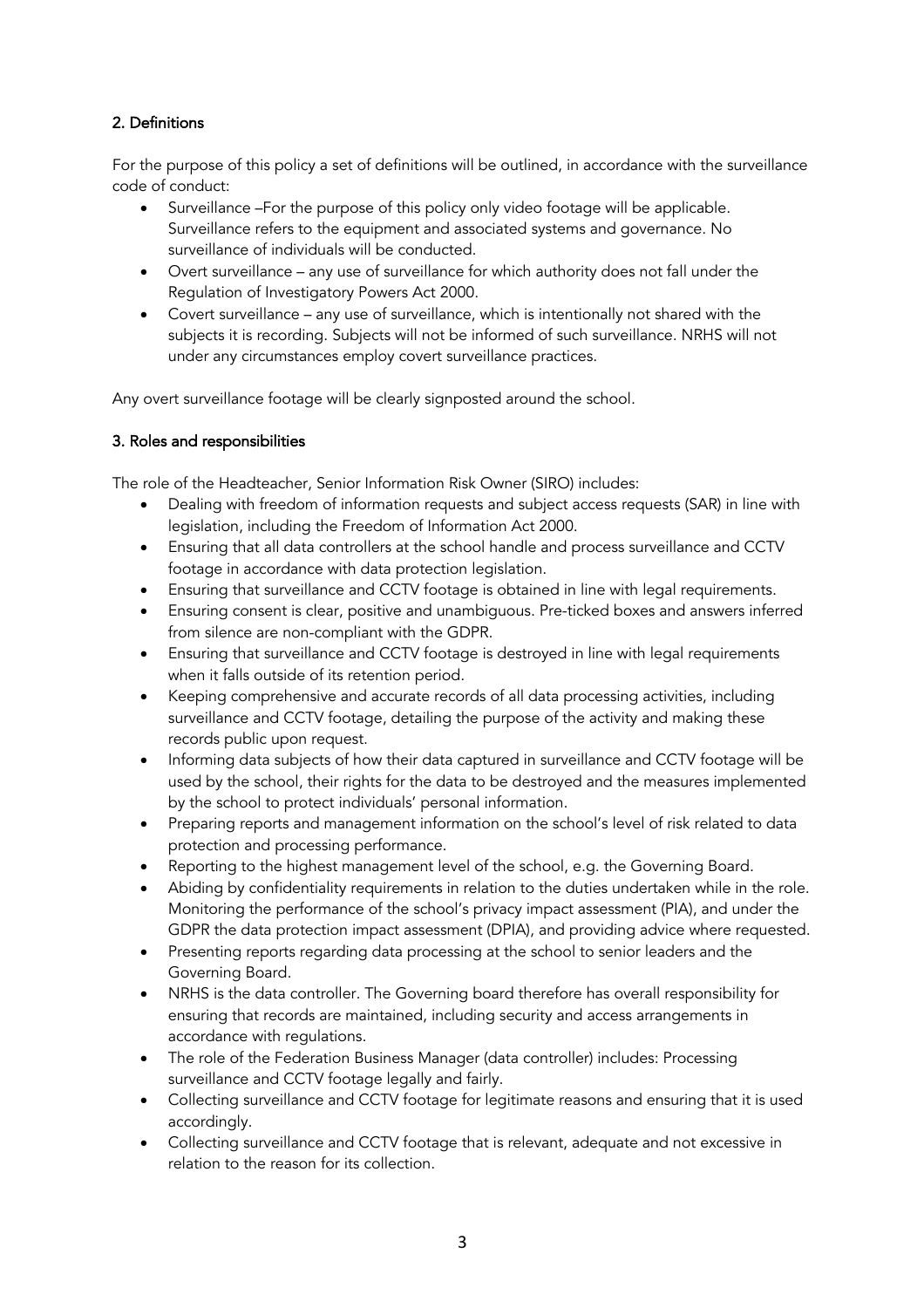## 2. Definitions

For the purpose of this policy a set of definitions will be outlined, in accordance with the surveillance code of conduct:

- Surveillance –For the purpose of this policy only video footage will be applicable. Surveillance refers to the equipment and associated systems and governance. No surveillance of individuals will be conducted.
- Overt surveillance – any use of surveillance for which authority does not fall under the Regulation of Investigatory Powers Act 2000.
- Covert surveillance – any use of surveillance, which is intentionally not shared with the subjects it is recording. Subjects will not be informed of such surveillance. NRHS will not under any circumstances employ covert surveillance practices.

Any overt surveillance footage will be clearly signposted around the school.

## 3. Roles and responsibilities

The role of the Headteacher, Senior Information Risk Owner (SIRO) includes:

- Dealing with freedom of information requests and subject access requests (SAR) in line with legislation, including the Freedom of Information Act 2000.
- Ensuring that all data controllers at the school handle and process surveillance and CCTV footage in accordance with data protection legislation.
- Ensuring that surveillance and CCTV footage is obtained in line with legal requirements.
- Ensuring consent is clear, positive and unambiguous. Pre-ticked boxes and answers inferred from silence are non-compliant with the GDPR.
- Ensuring that surveillance and CCTV footage is destroyed in line with legal requirements when it falls outside of its retention period.
- Keeping comprehensive and accurate records of all data processing activities, including surveillance and CCTV footage, detailing the purpose of the activity and making these records public upon request.
- Informing data subjects of how their data captured in surveillance and CCTV footage will be used by the school, their rights for the data to be destroyed and the measures implemented by the school to protect individuals' personal information.
- Preparing reports and management information on the school's level of risk related to data protection and processing performance.
- Reporting to the highest management level of the school, e.g. the Governing Board.
- Abiding by confidentiality requirements in relation to the duties undertaken while in the role. Monitoring the performance of the school's privacy impact assessment (PIA), and under the GDPR the data protection impact assessment (DPIA), and providing advice where requested.
- Presenting reports regarding data processing at the school to senior leaders and the Governing Board.
- NRHS is the data controller. The Governing board therefore has overall responsibility for ensuring that records are maintained, including security and access arrangements in accordance with regulations.
- The role of the Federation Business Manager (data controller) includes: Processing surveillance and CCTV footage legally and fairly.
- Collecting surveillance and CCTV footage for legitimate reasons and ensuring that it is used accordingly.
- Collecting surveillance and CCTV footage that is relevant, adequate and not excessive in relation to the reason for its collection.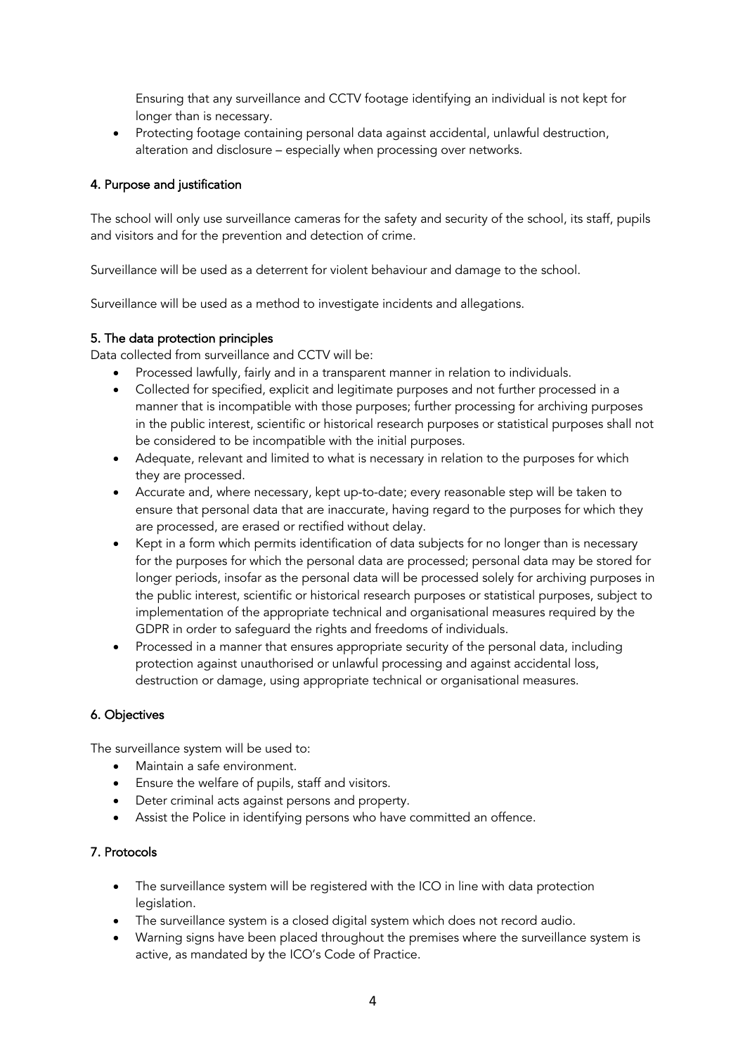Ensuring that any surveillance and CCTV footage identifying an individual is not kept for longer than is necessary.

- Protecting footage containing personal data against accidental, unlawful destruction, alteration and disclosure – especially when processing over networks.

## 4. Purpose and justification

The school will only use surveillance cameras for the safety and security of the school, its staff, pupils and visitors and for the prevention and detection of crime.

Surveillance will be used as a deterrent for violent behaviour and damage to the school.

Surveillance will be used as a method to investigate incidents and allegations.

## 5. The data protection principles

Data collected from surveillance and CCTV will be:

- Processed lawfully, fairly and in a transparent manner in relation to individuals.
- Collected for specified, explicit and legitimate purposes and not further processed in a manner that is incompatible with those purposes; further processing for archiving purposes in the public interest, scientific or historical research purposes or statistical purposes shall not be considered to be incompatible with the initial purposes.
- Adequate, relevant and limited to what is necessary in relation to the purposes for which they are processed.
- Accurate and, where necessary, kept up-to-date; every reasonable step will be taken to ensure that personal data that are inaccurate, having regard to the purposes for which they are processed, are erased or rectified without delay.
- Kept in a form which permits identification of data subjects for no longer than is necessary for the purposes for which the personal data are processed; personal data may be stored for longer periods, insofar as the personal data will be processed solely for archiving purposes in the public interest, scientific or historical research purposes or statistical purposes, subject to implementation of the appropriate technical and organisational measures required by the GDPR in order to safeguard the rights and freedoms of individuals.
- Processed in a manner that ensures appropriate security of the personal data, including protection against unauthorised or unlawful processing and against accidental loss, destruction or damage, using appropriate technical or organisational measures.

## 6. Objectives

The surveillance system will be used to:

- Maintain a safe environment.
- Ensure the welfare of pupils, staff and visitors.
- Deter criminal acts against persons and property.
- Assist the Police in identifying persons who have committed an offence.

## 7. Protocols

- The surveillance system will be registered with the ICO in line with data protection legislation.
- The surveillance system is a closed digital system which does not record audio.
- Warning signs have been placed throughout the premises where the surveillance system is active, as mandated by the ICO's Code of Practice.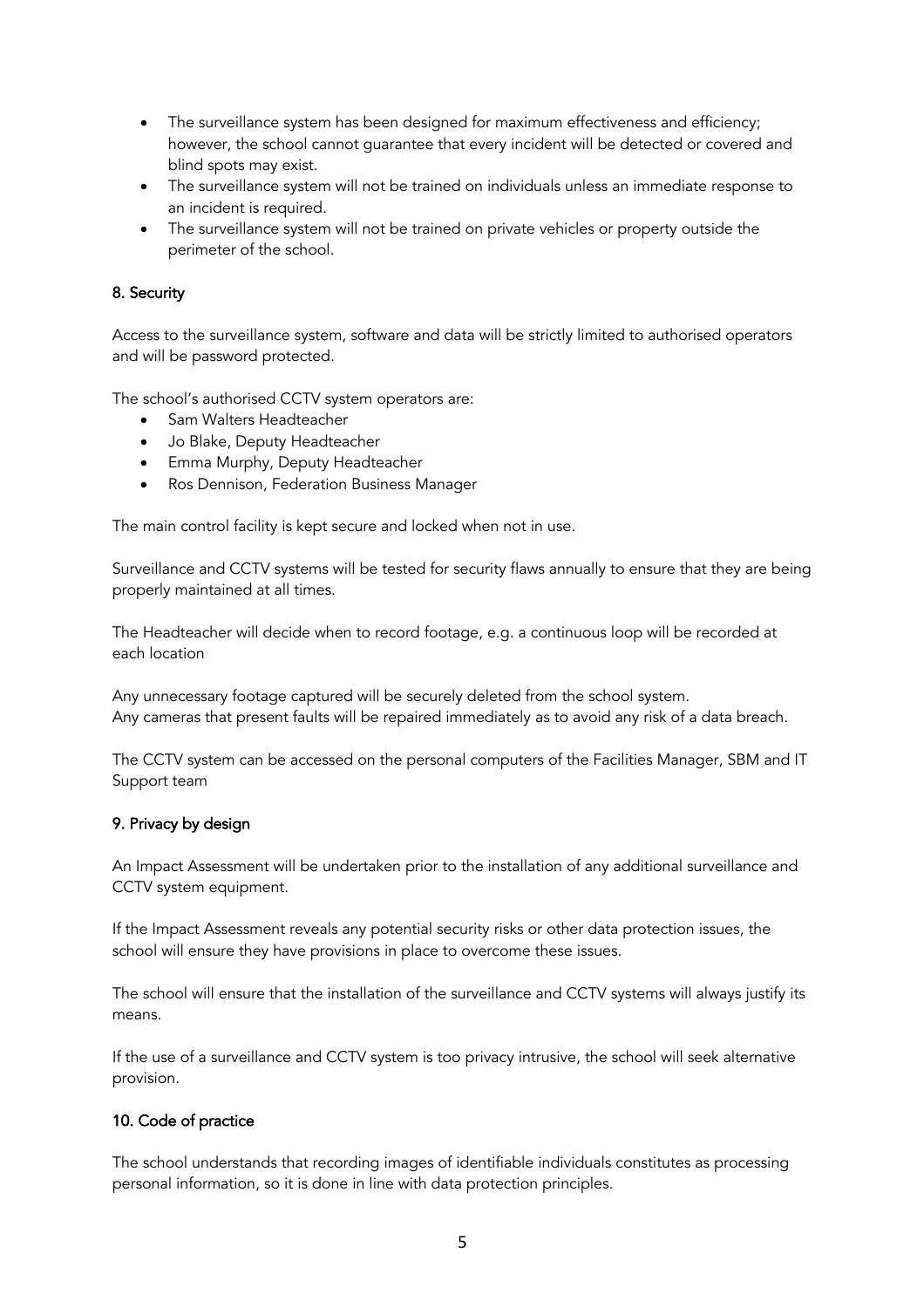- The surveillance system has been designed for maximum effectiveness and efficiency; however, the school cannot guarantee that every incident will be detected or covered and blind spots may exist.
- The surveillance system will not be trained on individuals unless an immediate response to an incident is required.
- The surveillance system will not be trained on private vehicles or property outside the perimeter of the school.

## 8. Security

Access to the surveillance system, software and data will be strictly limited to authorised operators and will be password protected.

The school's authorised CCTV system operators are:

- Sam Walters Headteacher
- Jo Blake, Deputy Headteacher
- Emma Murphy, Deputy Headteacher
- Ros Dennison, Federation Business Manager

The main control facility is kept secure and locked when not in use.

Surveillance and CCTV systems will be tested for security flaws annually to ensure that they are being properly maintained at all times.

The Headteacher will decide when to record footage, e.g. a continuous loop will be recorded at each location

Any unnecessary footage captured will be securely deleted from the school system.
Any cameras that present faults will be repaired immediately as to avoid any risk of a data breach.

The CCTV system can be accessed on the personal computers of the Facilities Manager, SBM and IT Support team

## 9. Privacy by design

An Impact Assessment will be undertaken prior to the installation of any additional surveillance and CCTV system equipment.

If the Impact Assessment reveals any potential security risks or other data protection issues, the school will ensure they have provisions in place to overcome these issues.

The school will ensure that the installation of the surveillance and CCTV systems will always justify its means.

If the use of a surveillance and CCTV system is too privacy intrusive, the school will seek alternative provision.

## 10. Code of practice

The school understands that recording images of identifiable individuals constitutes as processing personal information, so it is done in line with data protection principles.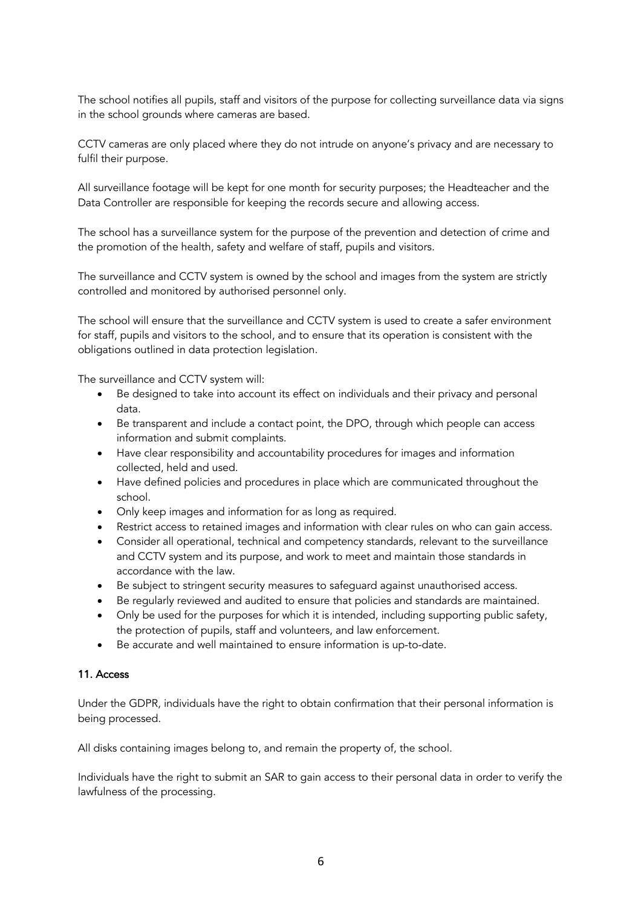The school notifies all pupils, staff and visitors of the purpose for collecting surveillance data via signs in the school grounds where cameras are based.

CCTV cameras are only placed where they do not intrude on anyone's privacy and are necessary to fulfil their purpose.

All surveillance footage will be kept for one month for security purposes; the Headteacher and the Data Controller are responsible for keeping the records secure and allowing access.

The school has a surveillance system for the purpose of the prevention and detection of crime and the promotion of the health, safety and welfare of staff, pupils and visitors.

The surveillance and CCTV system is owned by the school and images from the system are strictly controlled and monitored by authorised personnel only.

The school will ensure that the surveillance and CCTV system is used to create a safer environment for staff, pupils and visitors to the school, and to ensure that its operation is consistent with the obligations outlined in data protection legislation.

The surveillance and CCTV system will:

- Be designed to take into account its effect on individuals and their privacy and personal data.
- Be transparent and include a contact point, the DPO, through which people can access information and submit complaints.
- Have clear responsibility and accountability procedures for images and information collected, held and used.
- Have defined policies and procedures in place which are communicated throughout the school.
- Only keep images and information for as long as required.
- Restrict access to retained images and information with clear rules on who can gain access.
- Consider all operational, technical and competency standards, relevant to the surveillance and CCTV system and its purpose, and work to meet and maintain those standards in accordance with the law.
- Be subject to stringent security measures to safeguard against unauthorised access.
- Be regularly reviewed and audited to ensure that policies and standards are maintained.
- Only be used for the purposes for which it is intended, including supporting public safety, the protection of pupils, staff and volunteers, and law enforcement.
- Be accurate and well maintained to ensure information is up-to-date.

**11. Access**

Under the GDPR, individuals have the right to obtain confirmation that their personal information is being processed.

All disks containing images belong to, and remain the property of, the school.

Individuals have the right to submit an SAR to gain access to their personal data in order to verify the lawfulness of the processing.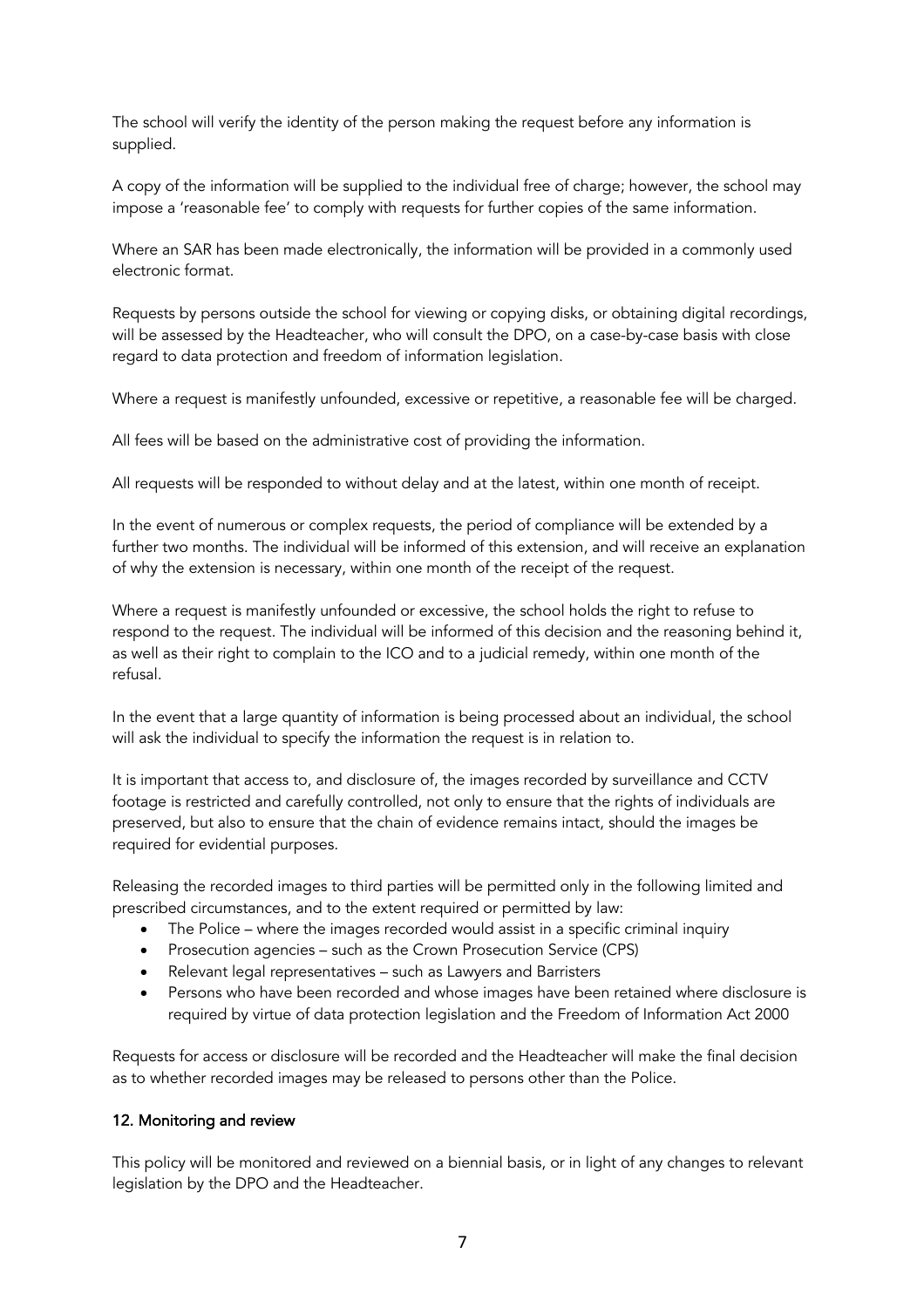The school will verify the identity of the person making the request before any information is supplied.

A copy of the information will be supplied to the individual free of charge; however, the school may impose a 'reasonable fee' to comply with requests for further copies of the same information.

Where an SAR has been made electronically, the information will be provided in a commonly used electronic format.

Requests by persons outside the school for viewing or copying disks, or obtaining digital recordings, will be assessed by the Headteacher, who will consult the DPO, on a case-by-case basis with close regard to data protection and freedom of information legislation.

Where a request is manifestly unfounded, excessive or repetitive, a reasonable fee will be charged.

All fees will be based on the administrative cost of providing the information.

All requests will be responded to without delay and at the latest, within one month of receipt.

In the event of numerous or complex requests, the period of compliance will be extended by a further two months. The individual will be informed of this extension, and will receive an explanation of why the extension is necessary, within one month of the receipt of the request.

Where a request is manifestly unfounded or excessive, the school holds the right to refuse to respond to the request. The individual will be informed of this decision and the reasoning behind it, as well as their right to complain to the ICO and to a judicial remedy, within one month of the refusal.

In the event that a large quantity of information is being processed about an individual, the school will ask the individual to specify the information the request is in relation to.

It is important that access to, and disclosure of, the images recorded by surveillance and CCTV footage is restricted and carefully controlled, not only to ensure that the rights of individuals are preserved, but also to ensure that the chain of evidence remains intact, should the images be required for evidential purposes.

Releasing the recorded images to third parties will be permitted only in the following limited and prescribed circumstances, and to the extent required or permitted by law:

- The Police – where the images recorded would assist in a specific criminal inquiry
- Prosecution agencies – such as the Crown Prosecution Service (CPS)
- Relevant legal representatives – such as Lawyers and Barristers
- Persons who have been recorded and whose images have been retained where disclosure is required by virtue of data protection legislation and the Freedom of Information Act 2000

Requests for access or disclosure will be recorded and the Headteacher will make the final decision as to whether recorded images may be released to persons other than the Police.

## 12. Monitoring and review

This policy will be monitored and reviewed on a biennial basis, or in light of any changes to relevant legislation by the DPO and the Headteacher.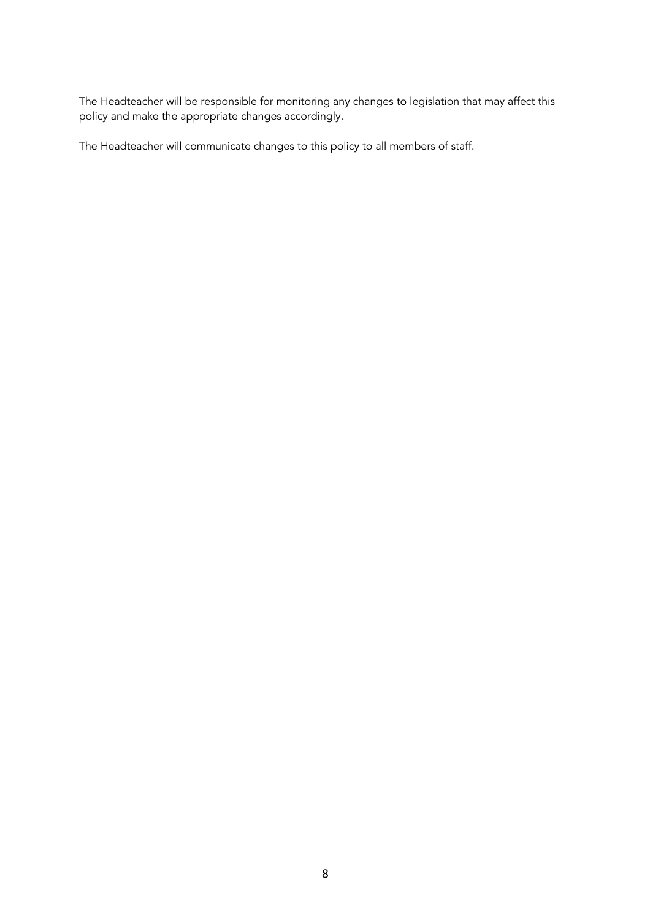The Headteacher will be responsible for monitoring any changes to legislation that may affect this policy and make the appropriate changes accordingly.

The Headteacher will communicate changes to this policy to all members of staff.